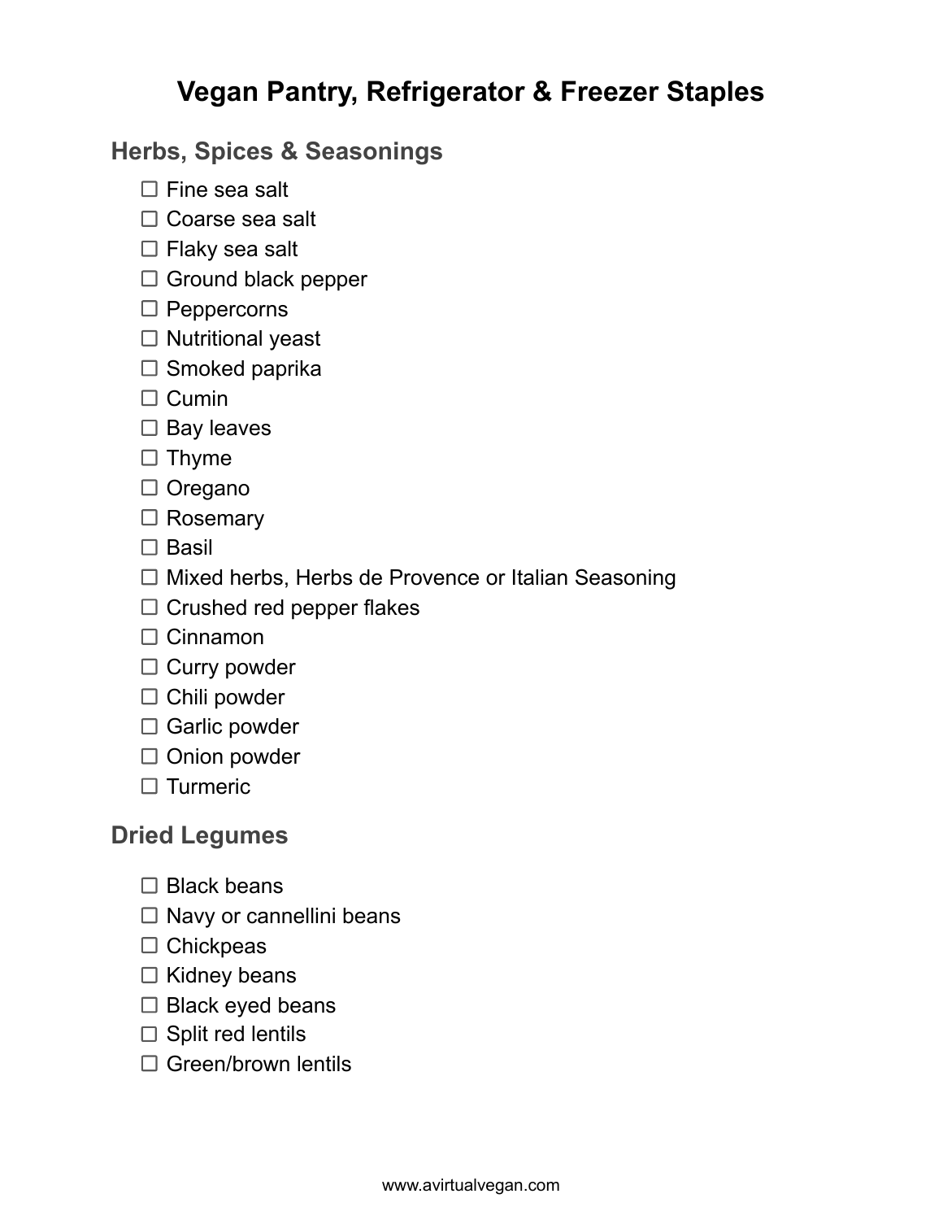# Vegan Pantry, Refrigerator & Freezer Staples

## Herbs, Spices & Seasonings

- ☐ Fine sea salt
- ☐ Coarse sea salt
- ☐ Flaky sea salt
- ☐ Ground black pepper
- ☐ Peppercorns
- ☐ Nutritional yeast
- ☐ Smoked paprika
- ☐ Cumin
- ☐ Bay leaves
- ☐ Thyme
- ☐ Oregano
- ☐ Rosemary
- ☐ Basil
- ☐ Mixed herbs, Herbs de Provence or Italian Seasoning
- ☐ Crushed red pepper flakes
- ☐ Cinnamon
- ☐ Curry powder
- ☐ Chili powder
- ☐ Garlic powder
- ☐ Onion powder
- ☐ Turmeric

## Dried Legumes

- ☐ Black beans
- ☐ Navy or cannellini beans
- ☐ Chickpeas
- ☐ Kidney beans
- ☐ Black eyed beans
- ☐ Split red lentils
- ☐ Green/brown lentils

www.avirtualvegan.com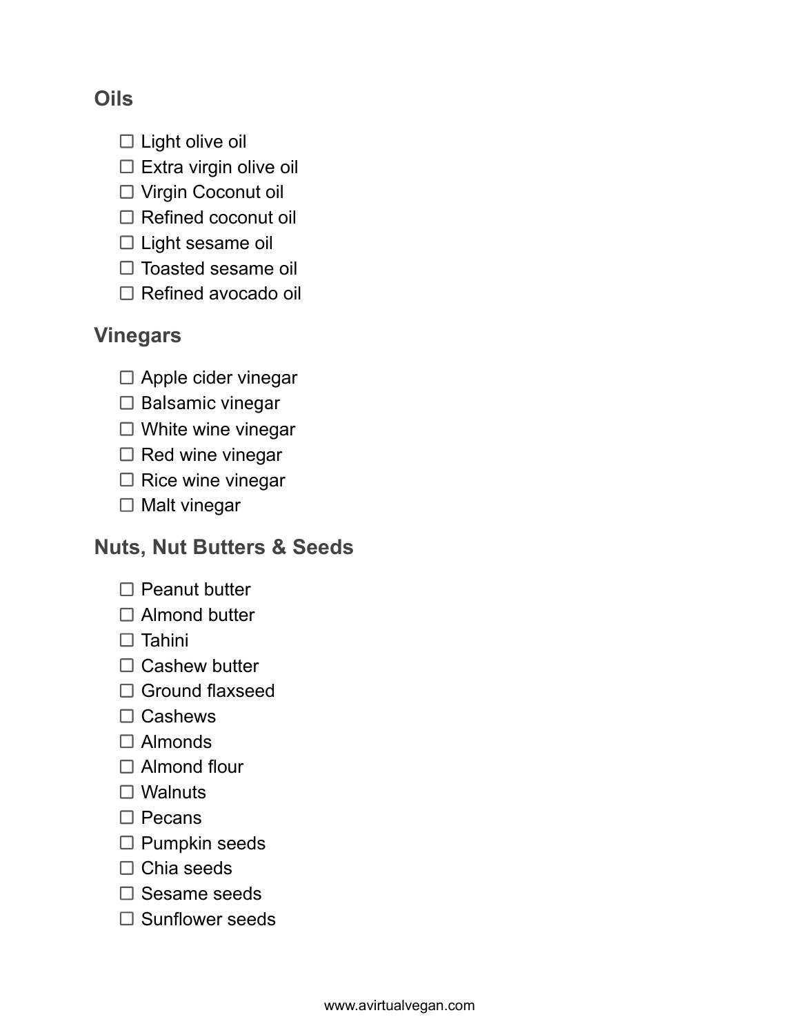## Oils

- ☐ Light olive oil
- ☐ Extra virgin olive oil
- ☐ Virgin Coconut oil
- ☐ Refined coconut oil
- ☐ Light sesame oil
- ☐ Toasted sesame oil
- ☐ Refined avocado oil

## Vinegars

- ☐ Apple cider vinegar
- ☐ Balsamic vinegar
- ☐ White wine vinegar
- ☐ Red wine vinegar
- ☐ Rice wine vinegar
- ☐ Malt vinegar

## Nuts, Nut Butters & Seeds

- ☐ Peanut butter
- ☐ Almond butter
- ☐ Tahini
- ☐ Cashew butter
- ☐ Ground flaxseed
- ☐ Cashews
- ☐ Almonds
- ☐ Almond flour
- ☐ Walnuts
- ☐ Pecans
- ☐ Pumpkin seeds
- ☐ Chia seeds
- ☐ Sesame seeds
- ☐ Sunflower seeds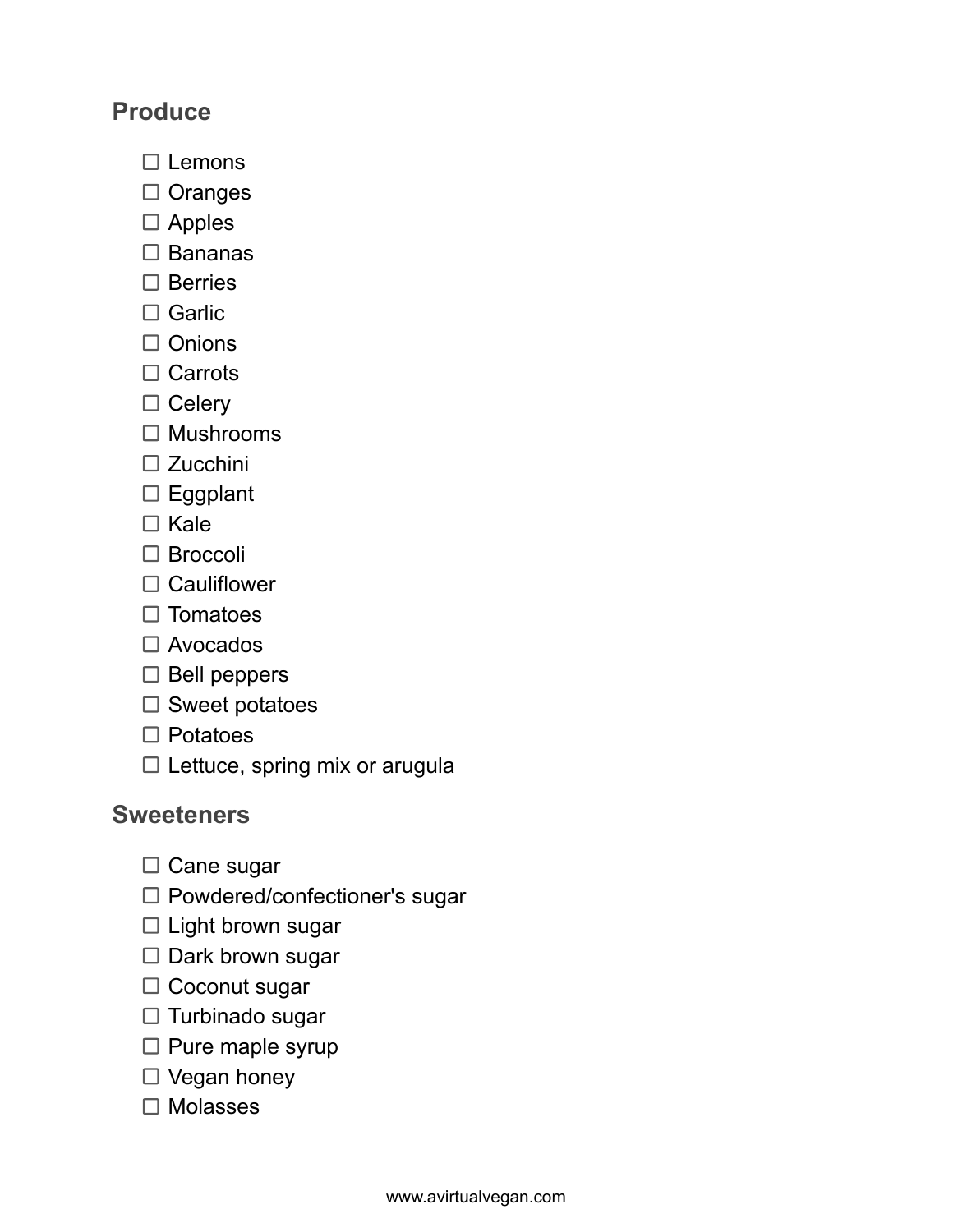## Produce

- [ ] Lemons
- [ ] Oranges
- [ ] Apples
- [ ] Bananas
- [ ] Berries
- [ ] Garlic
- [ ] Onions
- [ ] Carrots
- [ ] Celery
- [ ] Mushrooms
- [ ] Zucchini
- [ ] Eggplant
- [ ] Kale
- [ ] Broccoli
- [ ] Cauliflower
- [ ] Tomatoes
- [ ] Avocados
- [ ] Bell peppers
- [ ] Sweet potatoes
- [ ] Potatoes
- [ ] Lettuce, spring mix or arugula

## Sweeteners

- [ ] Cane sugar
- [ ] Powdered/confectioner's sugar
- [ ] Light brown sugar
- [ ] Dark brown sugar
- [ ] Coconut sugar
- [ ] Turbinado sugar
- [ ] Pure maple syrup
- [ ] Vegan honey
- [ ] Molasses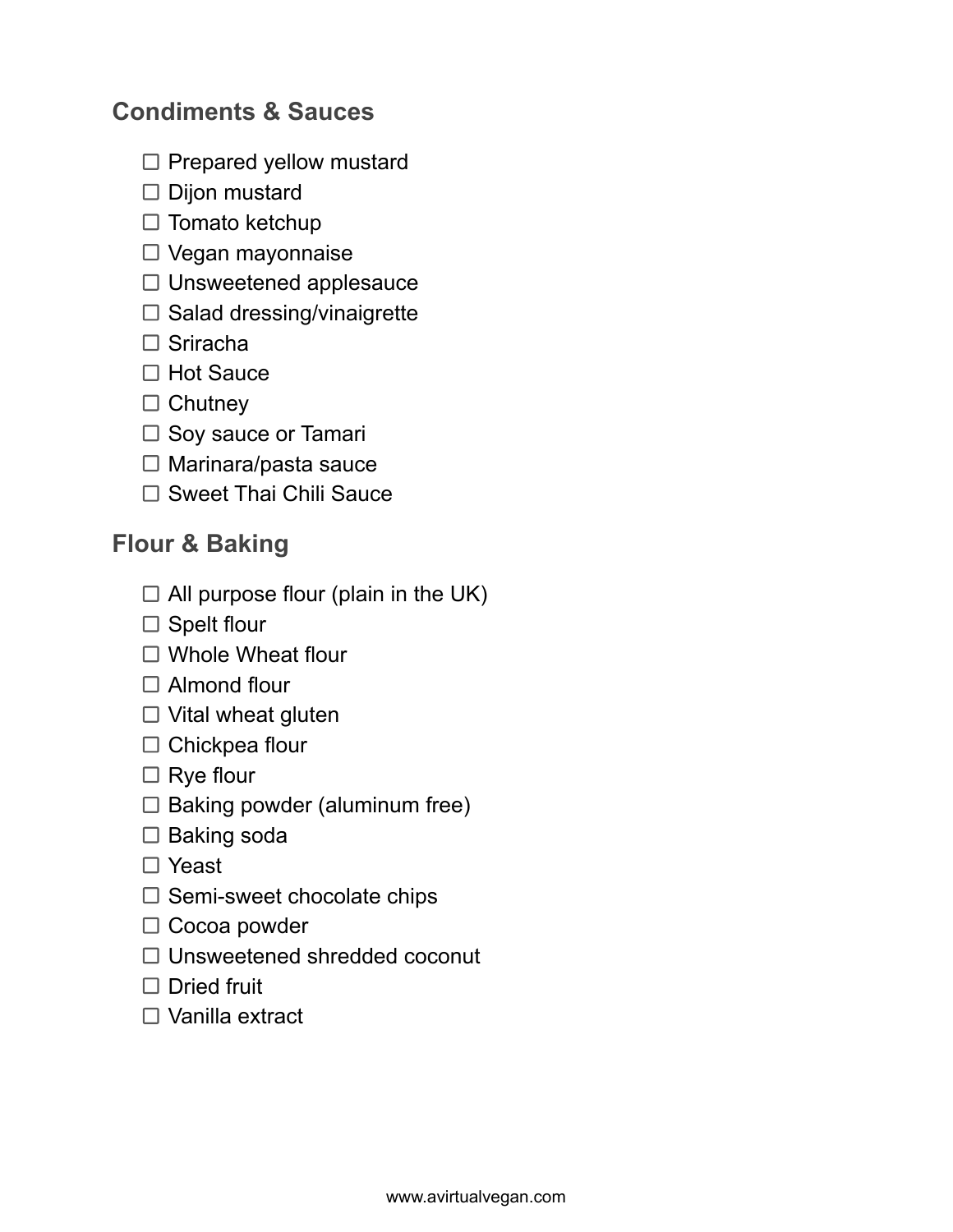## Condiments & Sauces

- ☐ Prepared yellow mustard
- ☐ Dijon mustard
- ☐ Tomato ketchup
- ☐ Vegan mayonnaise
- ☐ Unsweetened applesauce
- ☐ Salad dressing/vinaigrette
- ☐ Sriracha
- ☐ Hot Sauce
- ☐ Chutney
- ☐ Soy sauce or Tamari
- ☐ Marinara/pasta sauce
- ☐ Sweet Thai Chili Sauce

## Flour & Baking

- ☐ All purpose flour (plain in the UK)
- ☐ Spelt flour
- ☐ Whole Wheat flour
- ☐ Almond flour
- ☐ Vital wheat gluten
- ☐ Chickpea flour
- ☐ Rye flour
- ☐ Baking powder (aluminum free)
- ☐ Baking soda
- ☐ Yeast
- ☐ Semi-sweet chocolate chips
- ☐ Cocoa powder
- ☐ Unsweetened shredded coconut
- ☐ Dried fruit
- ☐ Vanilla extract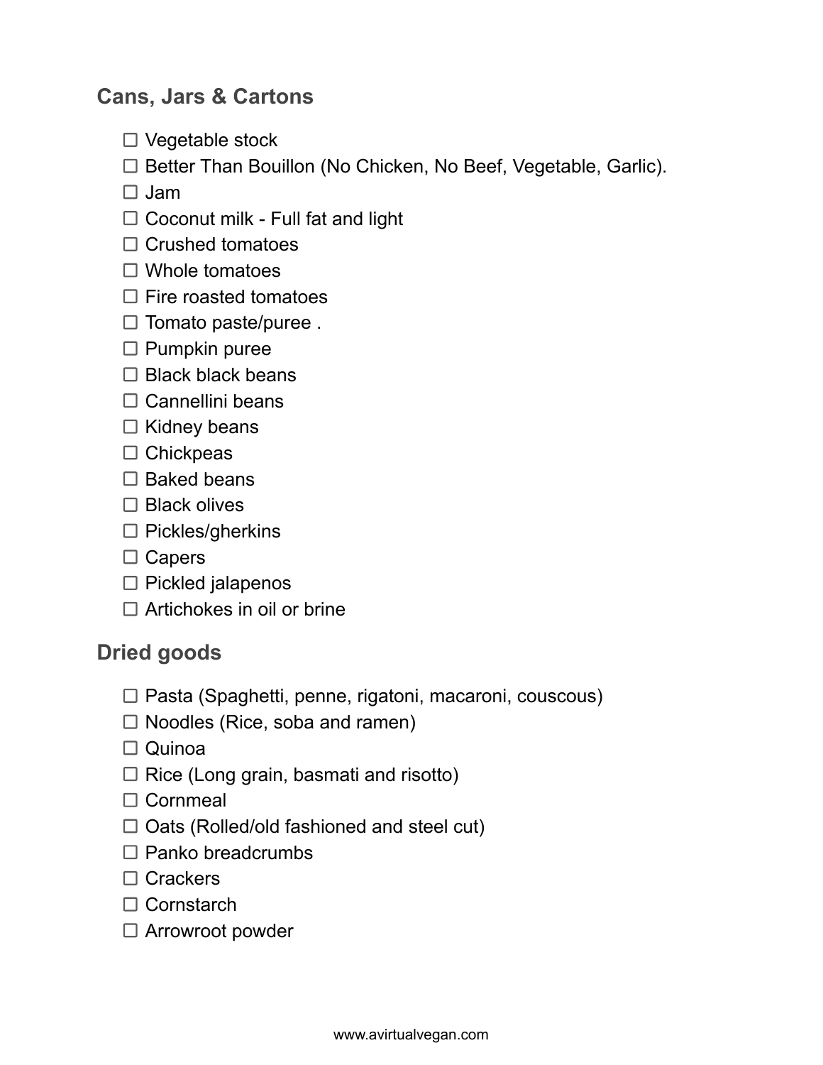## Cans, Jars & Cartons

- ☐ Vegetable stock
- ☐ Better Than Bouillon (No Chicken, No Beef, Vegetable, Garlic).
- ☐ Jam
- ☐ Coconut milk - Full fat and light
- ☐ Crushed tomatoes
- ☐ Whole tomatoes
- ☐ Fire roasted tomatoes
- ☐ Tomato paste/puree .
- ☐ Pumpkin puree
- ☐ Black black beans
- ☐ Cannellini beans
- ☐ Kidney beans
- ☐ Chickpeas
- ☐ Baked beans
- ☐ Black olives
- ☐ Pickles/gherkins
- ☐ Capers
- ☐ Pickled jalapenos
- ☐ Artichokes in oil or brine

## Dried goods

- ☐ Pasta (Spaghetti, penne, rigatoni, macaroni, couscous)
- ☐ Noodles (Rice, soba and ramen)
- ☐ Quinoa
- ☐ Rice (Long grain, basmati and risotto)
- ☐ Cornmeal
- ☐ Oats (Rolled/old fashioned and steel cut)
- ☐ Panko breadcrumbs
- ☐ Crackers
- ☐ Cornstarch
- ☐ Arrowroot powder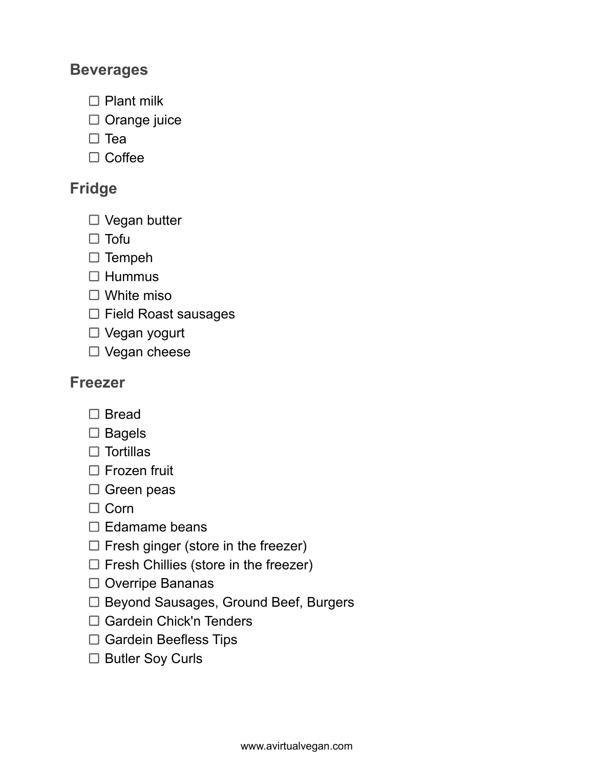## Beverages

- ☐ Plant milk
- ☐ Orange juice
- ☐ Tea
- ☐ Coffee

## Fridge

- ☐ Vegan butter
- ☐ Tofu
- ☐ Tempeh
- ☐ Hummus
- ☐ White miso
- ☐ Field Roast sausages
- ☐ Vegan yogurt
- ☐ Vegan cheese

## Freezer

- ☐ Bread
- ☐ Bagels
- ☐ Tortillas
- ☐ Frozen fruit
- ☐ Green peas
- ☐ Corn
- ☐ Edamame beans
- ☐ Fresh ginger (store in the freezer)
- ☐ Fresh Chillies (store in the freezer)
- ☐ Overripe Bananas
- ☐ Beyond Sausages, Ground Beef, Burgers
- ☐ Gardein Chick'n Tenders
- ☐ Gardein Beefless Tips
- ☐ Butler Soy Curls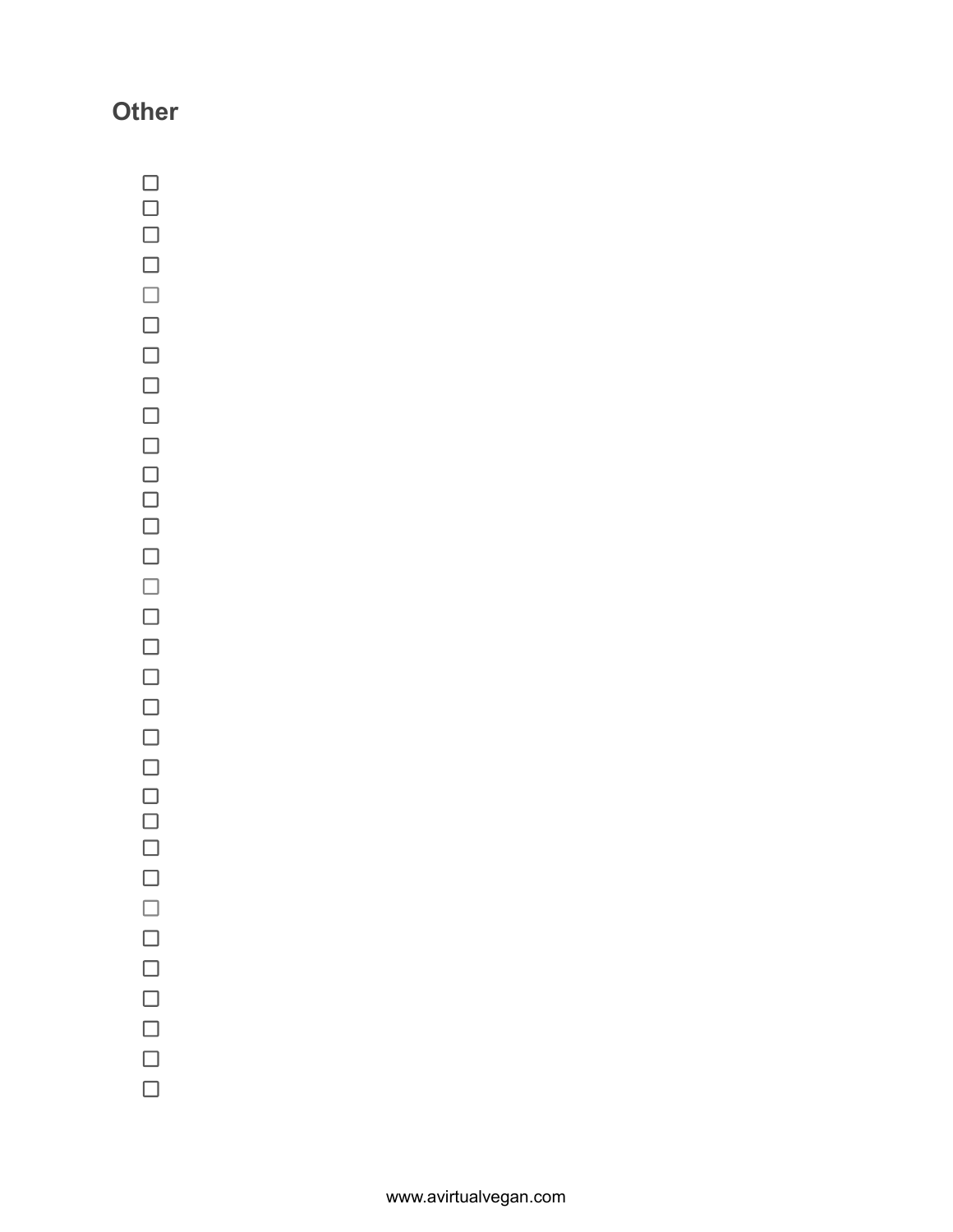## Other

- [ ]
- [ ]
- [ ]
- [ ]
- [ ]
- [ ]
- [ ]
- [ ]
- [ ]
- [ ]
- [ ]
- [ ]
- [ ]
- [ ]
- [ ]
- [ ]
- [ ]
- [ ]
- [ ]
- [ ]
- [ ]
- [ ]
- [ ]
- [ ]
- [ ]
- [ ]
- [ ]
- [ ]
- [ ]
- [ ]
- [ ]
- [ ]

www.avirtualvegan.com